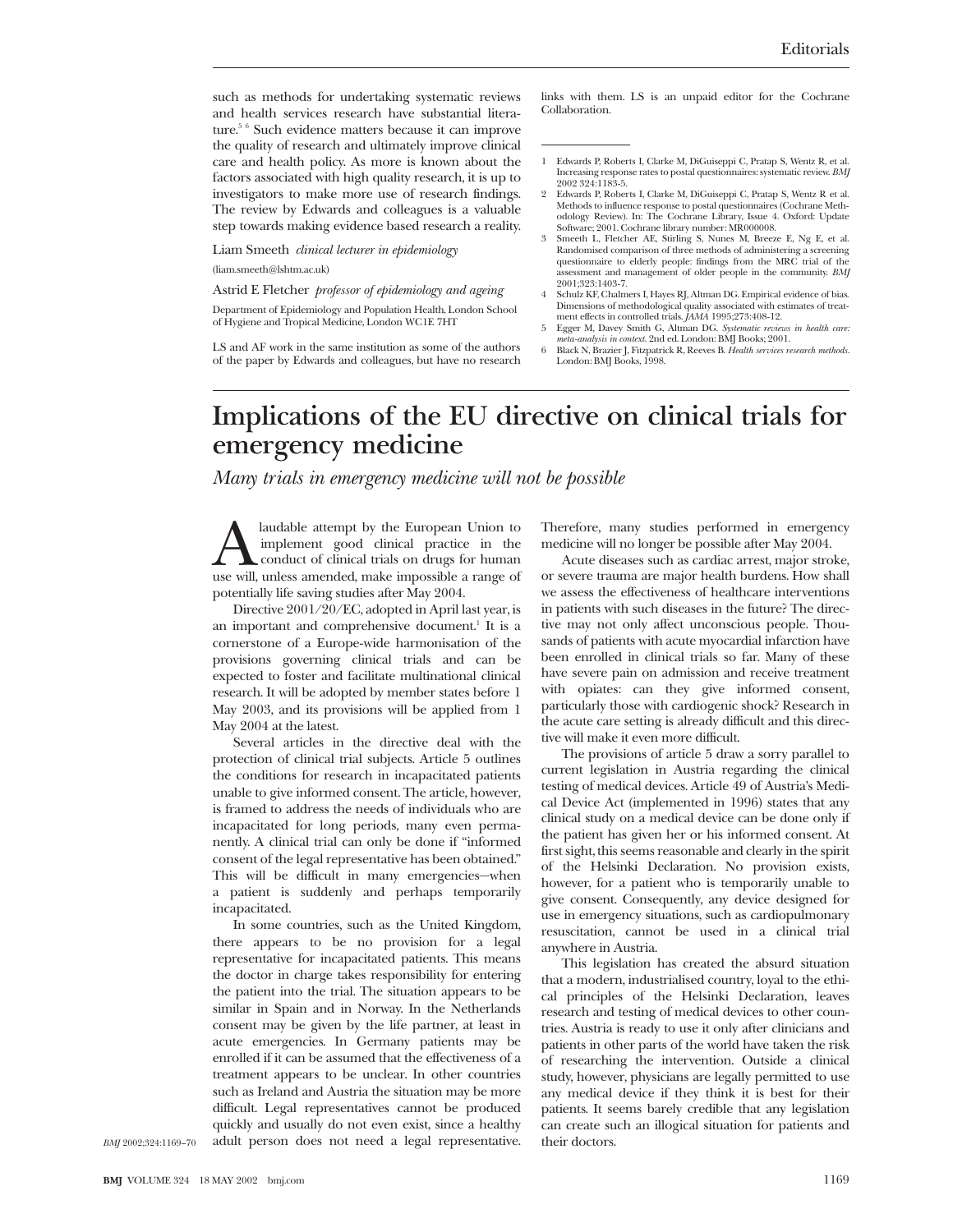such as methods for undertaking systematic reviews and health services research have substantial literature.[5 6] Such evidence matters because it can improve the quality of research and ultimately improve clinical care and health policy. As more is known about the factors associated with high quality research, it is up to investigators to make more use of research findings. The review by Edwards and colleagues is a valuable step towards making evidence based research a reality.

Liam Smeeth *clinical lecturer in epidemiology*

(liam.smeeth@lshtm.ac.uk)

Astrid E Fletcher *professor of epidemiology and ageing*

Department of Epidemiology and Population Health, London School of Hygiene and Tropical Medicine, London WC1E 7HT

LS and AF work in the same institution as some of the authors of the paper by Edwards and colleagues, but have no research links with them. LS is an unpaid editor for the Cochrane Collaboration.

1. Edwards P, Roberts I, Clarke M, DiGuiseppi C, Pratap S, Wentz R, et al. Increasing response rates to postal questionnaires: systematic review. *BMJ* 2002 324:1183-5.
2. Edwards P, Roberts I, Clarke M, DiGuiseppi C, Pratap S, Wentz R et al. Methods to influence response to postal questionnaires (Cochrane Methodology Review). In: The Cochrane Library, Issue 4. Oxford: Update Software; 2001. Cochrane library number: MR000008.
3. Smeeth L, Fletcher AE, Stirling S, Nunes M, Breeze E, Ng E, et al. Randomised comparison of three methods of administering a screening questionnaire to elderly people: findings from the MRC trial of the assessment and management of older people in the community. *BMJ* 2001;323:1403-7.
4. Schulz KF, Chalmers I, Hayes RJ, Altman DG. Empirical evidence of bias. Dimensions of methodological quality associated with estimates of treatment effects in controlled trials. *JAMA* 1995;273:408-12.
5. Egger M, Davey Smith G, Altman DG. *Systematic reviews in health care: meta-analysis in context.* 2nd ed. London: BMJ Books; 2001.
6. Black N, Brazier J, Fitzpatrick R, Reeves B. *Health services research methods*. London: BMJ Books, 1998.

# Implications of the EU directive on clinical trials for emergency medicine

*Many trials in emergency medicine will not be possible*

A laudable attempt by the European Union to implement good clinical practice in the conduct of clinical trials on drugs for human use will, unless amended, make impossible a range of potentially life saving studies after May 2004.

Directive 2001/20/EC, adopted in April last year, is an important and comprehensive document.[1] It is a cornerstone of a Europe-wide harmonisation of the provisions governing clinical trials and can be expected to foster and facilitate multinational clinical research. It will be adopted by member states before 1 May 2003, and its provisions will be applied from 1 May 2004 at the latest.

Several articles in the directive deal with the protection of clinical trial subjects. Article 5 outlines the conditions for research in incapacitated patients unable to give informed consent. The article, however, is framed to address the needs of individuals who are incapacitated for long periods, many even permanently. A clinical trial can only be done if "informed consent of the legal representative has been obtained." This will be difficult in many emergencies—when a patient is suddenly and perhaps temporarily incapacitated.

In some countries, such as the United Kingdom, there appears to be no provision for a legal representative for incapacitated patients. This means the doctor in charge takes responsibility for entering the patient into the trial. The situation appears to be similar in Spain and in Norway. In the Netherlands consent may be given by the life partner, at least in acute emergencies. In Germany patients may be enrolled if it can be assumed that the effectiveness of a treatment appears to be unclear. In other countries such as Ireland and Austria the situation may be more difficult. Legal representatives cannot be produced quickly and usually do not even exist, since a healthy adult person does not need a legal representative. Therefore, many studies performed in emergency medicine will no longer be possible after May 2004.

Acute diseases such as cardiac arrest, major stroke, or severe trauma are major health burdens. How shall we assess the effectiveness of healthcare interventions in patients with such diseases in the future? The directive may not only affect unconscious people. Thousands of patients with acute myocardial infarction have been enrolled in clinical trials so far. Many of these have severe pain on admission and receive treatment with opiates: can they give informed consent, particularly those with cardiogenic shock? Research in the acute care setting is already difficult and this directive will make it even more difficult.

The provisions of article 5 draw a sorry parallel to current legislation in Austria regarding the clinical testing of medical devices. Article 49 of Austria's Medical Device Act (implemented in 1996) states that any clinical study on a medical device can be done only if the patient has given her or his informed consent. At first sight, this seems reasonable and clearly in the spirit of the Helsinki Declaration. No provision exists, however, for a patient who is temporarily unable to give consent. Consequently, any device designed for use in emergency situations, such as cardiopulmonary resuscitation, cannot be used in a clinical trial anywhere in Austria.

This legislation has created the absurd situation that a modern, industrialised country, loyal to the ethical principles of the Helsinki Declaration, leaves research and testing of medical devices to other countries. Austria is ready to use it only after clinicians and patients in other parts of the world have taken the risk of researching the intervention. Outside a clinical study, however, physicians are legally permitted to use any medical device if they think it is best for their patients. It seems barely credible that any legislation can create such an illogical situation for patients and their doctors.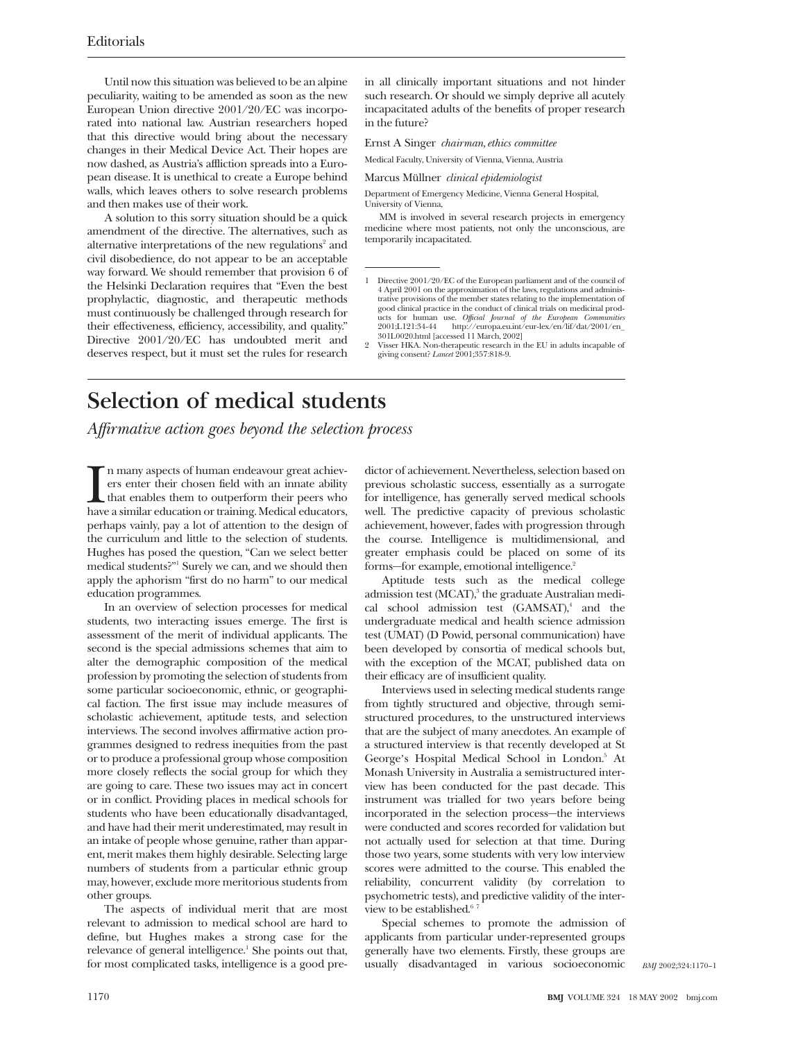Until now this situation was believed to be an alpine peculiarity, waiting to be amended as soon as the new European Union directive 2001/20/EC was incorporated into national law. Austrian researchers hoped that this directive would bring about the necessary changes in their Medical Device Act. Their hopes are now dashed, as Austria's affliction spreads into a European disease. It is unethical to create a Europe behind walls, which leaves others to solve research problems and then makes use of their work.

A solution to this sorry situation should be a quick amendment of the directive. The alternatives, such as alternative interpretations of the new regulations[2] and civil disobedience, do not appear to be an acceptable way forward. We should remember that provision 6 of the Helsinki Declaration requires that "Even the best prophylactic, diagnostic, and therapeutic methods must continuously be challenged through research for their effectiveness, efficiency, accessibility, and quality." Directive 2001/20/EC has undoubted merit and deserves respect, but it must set the rules for research in all clinically important situations and not hinder such research. Or should we simply deprive all acutely incapacitated adults of the benefits of proper research in the future?

Ernst A Singer *chairman, ethics committee*

Medical Faculty, University of Vienna, Vienna, Austria

Marcus Müllner *clinical epidemiologist*

Department of Emergency Medicine, Vienna General Hospital, University of Vienna,

MM is involved in several research projects in emergency medicine where most patients, not only the unconscious, are temporarily incapacitated.

1 Directive 2001/20/EC of the European parliament and of the council of 4 April 2001 on the approximation of the laws, regulations and administrative provisions of the member states relating to the implementation of good clinical practice in the conduct of clinical trials on medicinal products for human use. *Official Journal of the European Communities* 2001;L121:34-44 http://europa.eu.int/eur-lex/en/lif/dat/2001/en_301L0020.html [accessed 11 March, 2002]

2 Visser HKA. Non-therapeutic research in the EU in adults incapable of giving consent? *Lancet* 2001;357:818-9.

# Selection of medical students

*Affirmative action goes beyond the selection process*

In many aspects of human endeavour great achievers enter their chosen field with an innate ability that enables them to outperform their peers who have a similar education or training. Medical educators, perhaps vainly, pay a lot of attention to the design of the curriculum and little to the selection of students. Hughes has posed the question, "Can we select better medical students?"[1] Surely we can, and we should then apply the aphorism "first do no harm" to our medical education programmes.

In an overview of selection processes for medical students, two interacting issues emerge. The first is assessment of the merit of individual applicants. The second is the special admissions schemes that aim to alter the demographic composition of the medical profession by promoting the selection of students from some particular socioeconomic, ethnic, or geographical faction. The first issue may include measures of scholastic achievement, aptitude tests, and selection interviews. The second involves affirmative action programmes designed to redress inequities from the past or to produce a professional group whose composition more closely reflects the social group for which they are going to care. These two issues may act in concert or in conflict. Providing places in medical schools for students who have been educationally disadvantaged, and have had their merit underestimated, may result in an intake of people whose genuine, rather than apparent, merit makes them highly desirable. Selecting large numbers of students from a particular ethnic group may, however, exclude more meritorious students from other groups.

The aspects of individual merit that are most relevant to admission to medical school are hard to define, but Hughes makes a strong case for the relevance of general intelligence.[1] She points out that, for most complicated tasks, intelligence is a good predictor of achievement. Nevertheless, selection based on previous scholastic success, essentially as a surrogate for intelligence, has generally served medical schools well. The predictive capacity of previous scholastic achievement, however, fades with progression through the course. Intelligence is multidimensional, and greater emphasis could be placed on some of its forms—for example, emotional intelligence.[2]

Aptitude tests such as the medical college admission test (MCAT),[3] the graduate Australian medical school admission test (GAMSAT),[4] and the undergraduate medical and health science admission test (UMAT) (D Powid, personal communication) have been developed by consortia of medical schools but, with the exception of the MCAT, published data on their efficacy are of insufficient quality.

Interviews used in selecting medical students range from tightly structured and objective, through semistructured procedures, to the unstructured interviews that are the subject of many anecdotes. An example of a structured interview is that recently developed at St George's Hospital Medical School in London.[5] At Monash University in Australia a semistructured interview has been conducted for the past decade. This instrument was trialled for two years before being incorporated in the selection process—the interviews were conducted and scores recorded for validation but not actually used for selection at that time. During those two years, some students with very low interview scores were admitted to the course. This enabled the reliability, concurrent validity (by correlation to psychometric tests), and predictive validity of the interview to be established.[6 7]

Special schemes to promote the admission of applicants from particular under-represented groups generally have two elements. Firstly, these groups are usually disadvantaged in various socioeconomic

BMJ 2002;324:1170–1